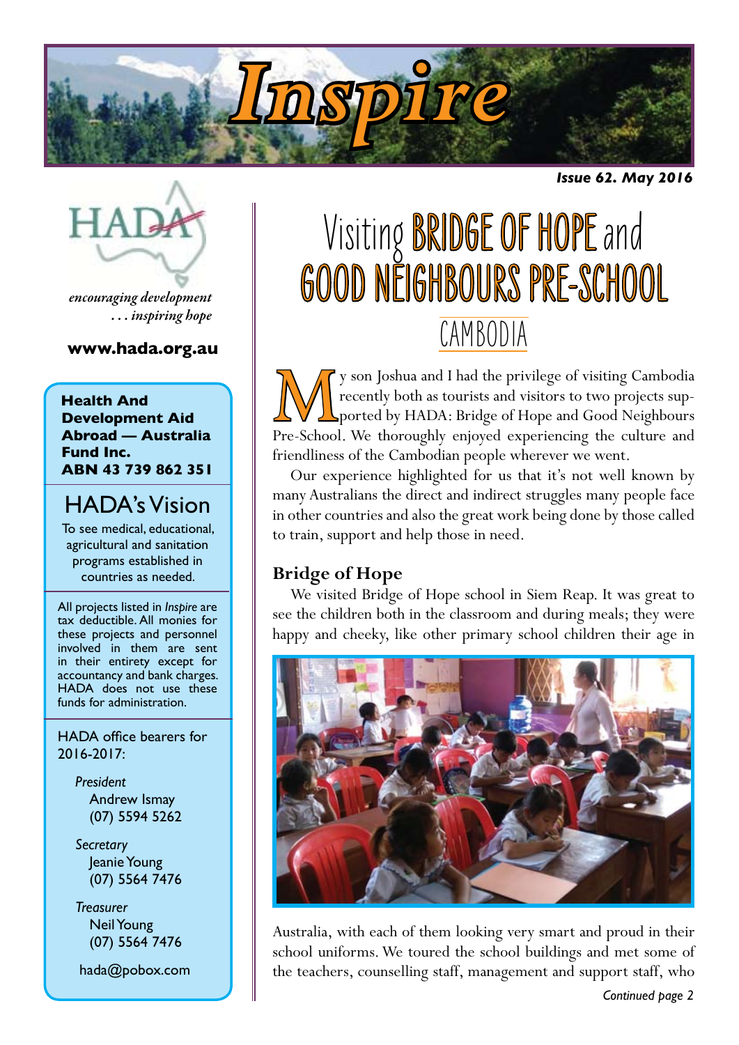# Inspire

**Issue 62. May 2016**

HADA

*encouraging development*
*. . . inspiring hope*

**www.hada.org.au**

**Health And Development Aid Abroad — Australia Fund Inc.**
**ABN 43 739 862 351**

## HADA's Vision

To see medical, educational, agricultural and sanitation programs established in countries as needed.

All projects listed in *Inspire* are tax deductible. All monies for these projects and personnel involved in them are sent in their entirety except for accountancy and bank charges. HADA does not use these funds for administration.

HADA office bearers for 2016-2017:

*President*
Andrew Ismay
(07) 5594 5262

*Secretary*
Jeanie Young
(07) 5564 7476

*Treasurer*
Neil Young
(07) 5564 7476

hada@pobox.com

# Visiting BRIDGE OF HOPE and GOOD NEIGHBOURS PRE-SCHOOL

## CAMBODIA

My son Joshua and I had the privilege of visiting Cambodia recently both as tourists and visitors to two projects supported by HADA: Bridge of Hope and Good Neighbours Pre-School. We thoroughly enjoyed experiencing the culture and friendliness of the Cambodian people wherever we went.

Our experience highlighted for us that it's not well known by many Australians the direct and indirect struggles many people face in other countries and also the great work being done by those called to train, support and help those in need.

### Bridge of Hope

We visited Bridge of Hope school in Siem Reap. It was great to see the children both in the classroom and during meals; they were happy and cheeky, like other primary school children their age in Australia, with each of them looking very smart and proud in their school uniforms. We toured the school buildings and met some of the teachers, counselling staff, management and support staff, who

*Continued page 2*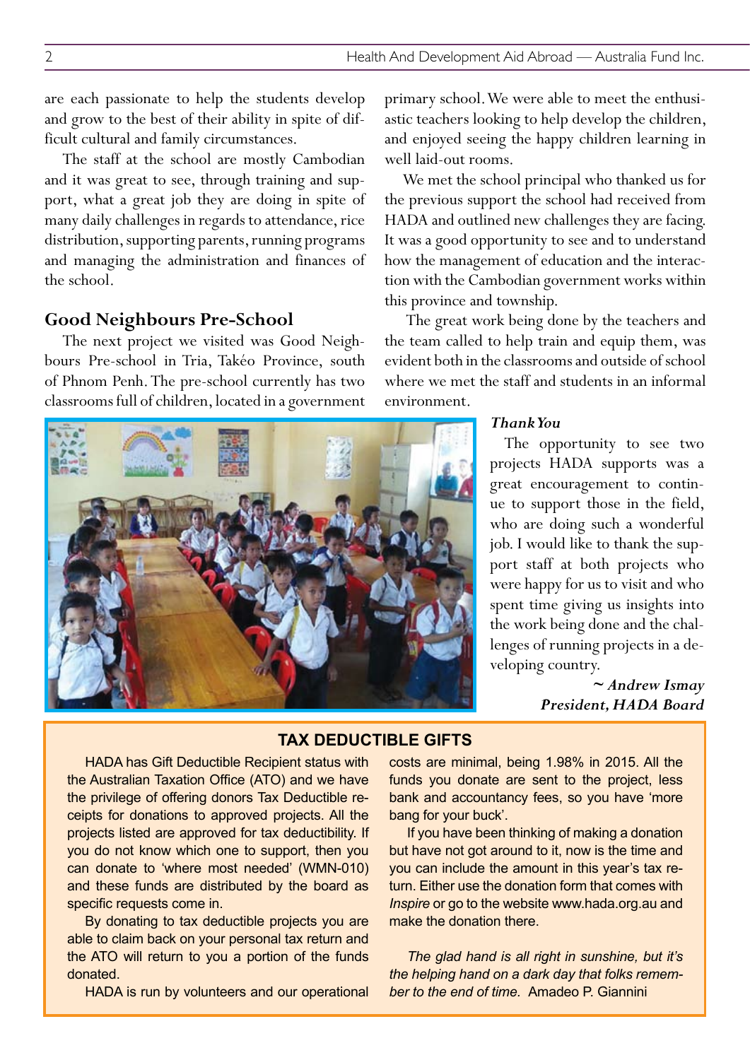are each passionate to help the students develop and grow to the best of their ability in spite of difficult cultural and family circumstances.

The staff at the school are mostly Cambodian and it was great to see, through training and support, what a great job they are doing in spite of many daily challenges in regards to attendance, rice distribution, supporting parents, running programs and managing the administration and finances of the school.

## Good Neighbours Pre-School

The next project we visited was Good Neighbours Pre-school in Tria, Takéo Province, south of Phnom Penh. The pre-school currently has two classrooms full of children, located in a government primary school. We were able to meet the enthusiastic teachers looking to help develop the children, and enjoyed seeing the happy children learning in well laid-out rooms.

We met the school principal who thanked us for the previous support the school had received from HADA and outlined new challenges they are facing. It was a good opportunity to see and to understand how the management of education and the interaction with the Cambodian government works within this province and township.

The great work being done by the teachers and the team called to help train and equip them, was evident both in the classrooms and outside of school where we met the staff and students in an informal environment.

### *Thank You*

The opportunity to see two projects HADA supports was a great encouragement to continue to support those in the field, who are doing such a wonderful job. I would like to thank the support staff at both projects who were happy for us to visit and who spent time giving us insights into the work being done and the challenges of running projects in a developing country.

***~ Andrew Ismay***
***President, HADA Board***

## TAX DEDUCTIBLE GIFTS

HADA has Gift Deductible Recipient status with the Australian Taxation Office (ATO) and we have the privilege of offering donors Tax Deductible receipts for donations to approved projects. All the projects listed are approved for tax deductibility. If you do not know which one to support, then you can donate to 'where most needed' (WMN-010) and these funds are distributed by the board as specific requests come in.

By donating to tax deductible projects you are able to claim back on your personal tax return and the ATO will return to you a portion of the funds donated.

HADA is run by volunteers and our operational costs are minimal, being 1.98% in 2015. All the funds you donate are sent to the project, less bank and accountancy fees, so you have 'more bang for your buck'.

If you have been thinking of making a donation but have not got around to it, now is the time and you can include the amount in this year's tax return. Either use the donation form that comes with *Inspire* or go to the website www.hada.org.au and make the donation there.

*The glad hand is all right in sunshine, but it's the helping hand on a dark day that folks remember to the end of time.* Amadeo P. Giannini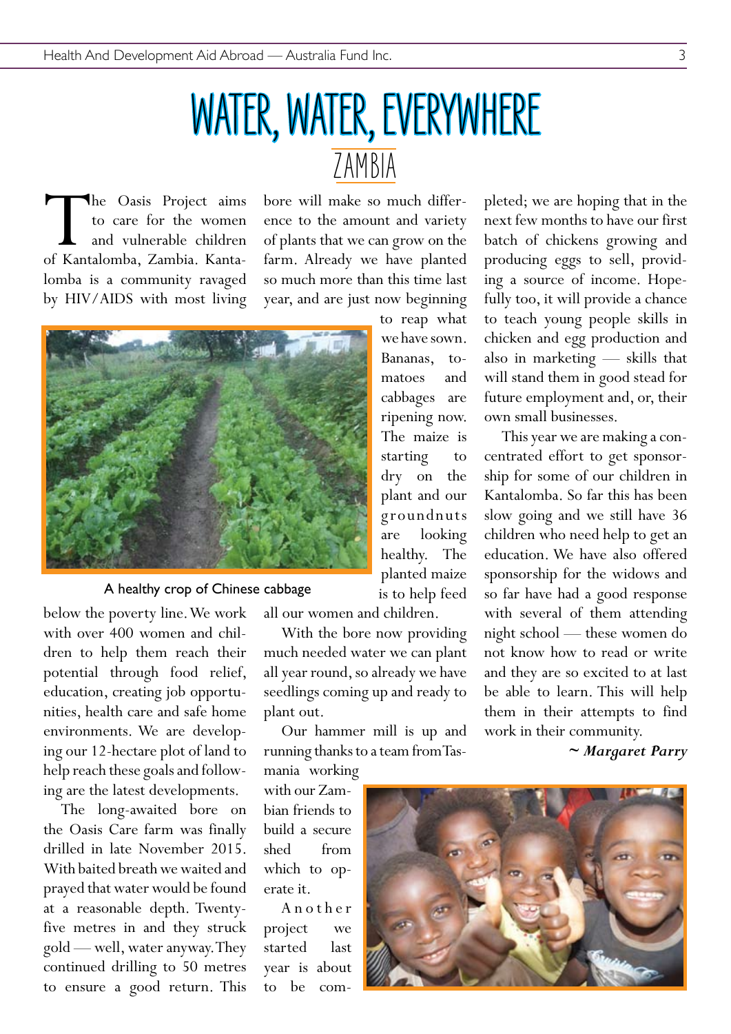# WATER, WATER, EVERYWHERE

## ZAMBIA

The Oasis Project aims to care for the women and vulnerable children of Kantalomba, Zambia. Kantalomba is a community ravaged by HIV/AIDS with most living below the poverty line. We work with over 400 women and children to help them reach their potential through food relief, education, creating job opportunities, health care and safe home environments. We are developing our 12-hectare plot of land to help reach these goals and following are the latest developments.

The long-awaited bore on the Oasis Care farm was finally drilled in late November 2015. With baited breath we waited and prayed that water would be found at a reasonable depth. Twenty-five metres in and they struck gold — well, water anyway. They continued drilling to 50 metres to ensure a good return. This bore will make so much difference to the amount and variety of plants that we can grow on the farm. Already we have planted so much more than this time last year, and are just now beginning to reap what we have sown. Bananas, tomatoes and cabbages are ripening now. The maize is starting to dry on the plant and our groundnuts are looking healthy. The planted maize is to help feed all our women and children.

A healthy crop of Chinese cabbage

With the bore now providing much needed water we can plant all year round, so already we have seedlings coming up and ready to plant out.

Our hammer mill is up and running thanks to a team from Tasmania working with our Zambian friends to build a secure shed from which to operate it.

Another project we started last year is about to be completed; we are hoping that in the next few months to have our first batch of chickens growing and producing eggs to sell, providing a source of income. Hopefully too, it will provide a chance to teach young people skills in chicken and egg production and also in marketing — skills that will stand them in good stead for future employment and, or, their own small businesses.

This year we are making a concentrated effort to get sponsorship for some of our children in Kantalomba. So far this has been slow going and we still have 36 children who need help to get an education. We have also offered sponsorship for the widows and so far have had a good response with several of them attending night school — these women do not know how to read or write and they are so excited to at last be able to learn. This will help them in their attempts to find work in their community.

*~ **Margaret Parry***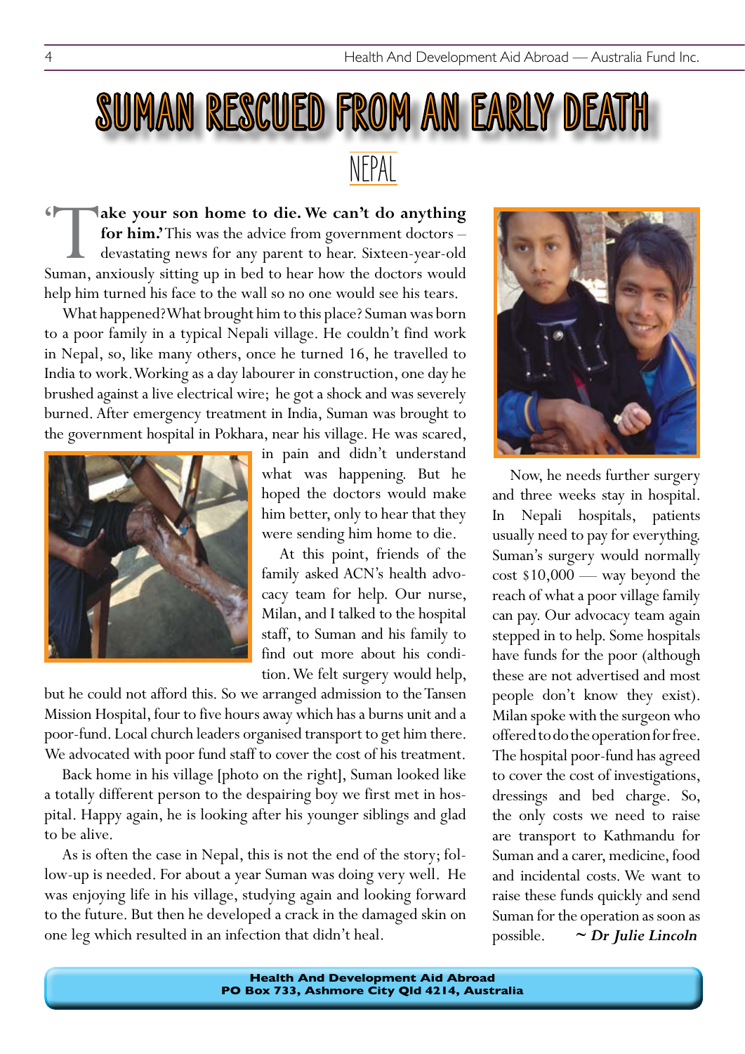# SUMAN RESCUED FROM AN EARLY DEATH

## NEPAL

**'Take your son home to die. We can't do anything for him.'** This was the advice from government doctors – devastating news for any parent to hear. Sixteen-year-old Suman, anxiously sitting up in bed to hear how the doctors would help him turned his face to the wall so no one would see his tears.

What happened? What brought him to this place? Suman was born to a poor family in a typical Nepali village. He couldn't find work in Nepal, so, like many others, once he turned 16, he travelled to India to work. Working as a day labourer in construction, one day he brushed against a live electrical wire; he got a shock and was severely burned. After emergency treatment in India, Suman was brought to the government hospital in Pokhara, near his village. He was scared, in pain and didn't understand what was happening. But he hoped the doctors would make him better, only to hear that they were sending him home to die.

At this point, friends of the family asked ACN's health advocacy team for help. Our nurse, Milan, and I talked to the hospital staff, to Suman and his family to find out more about his condition. We felt surgery would help, but he could not afford this. So we arranged admission to the Tansen Mission Hospital, four to five hours away which has a burns unit and a poor-fund. Local church leaders organised transport to get him there. We advocated with poor fund staff to cover the cost of his treatment.

Back home in his village [photo on the right], Suman looked like a totally different person to the despairing boy we first met in hospital. Happy again, he is looking after his younger siblings and glad to be alive.

As is often the case in Nepal, this is not the end of the story; follow-up is needed. For about a year Suman was doing very well. He was enjoying life in his village, studying again and looking forward to the future. But then he developed a crack in the damaged skin on one leg which resulted in an infection that didn't heal.

Now, he needs further surgery and three weeks stay in hospital. In Nepali hospitals, patients usually need to pay for everything. Suman's surgery would normally cost $10,000 — way beyond the reach of what a poor village family can pay. Our advocacy team again stepped in to help. Some hospitals have funds for the poor (although these are not advertised and most people don't know they exist). Milan spoke with the surgeon who offered to do the operation for free. The hospital poor-fund has agreed to cover the cost of investigations, dressings and bed charge. So, the only costs we need to raise are transport to Kathmandu for Suman and a carer, medicine, food and incidental costs. We want to raise these funds quickly and send Suman for the operation as soon as possible.

***~ Dr Julie Lincoln***

**Health And Development Aid Abroad**
**PO Box 733, Ashmore City Qld 4214, Australia**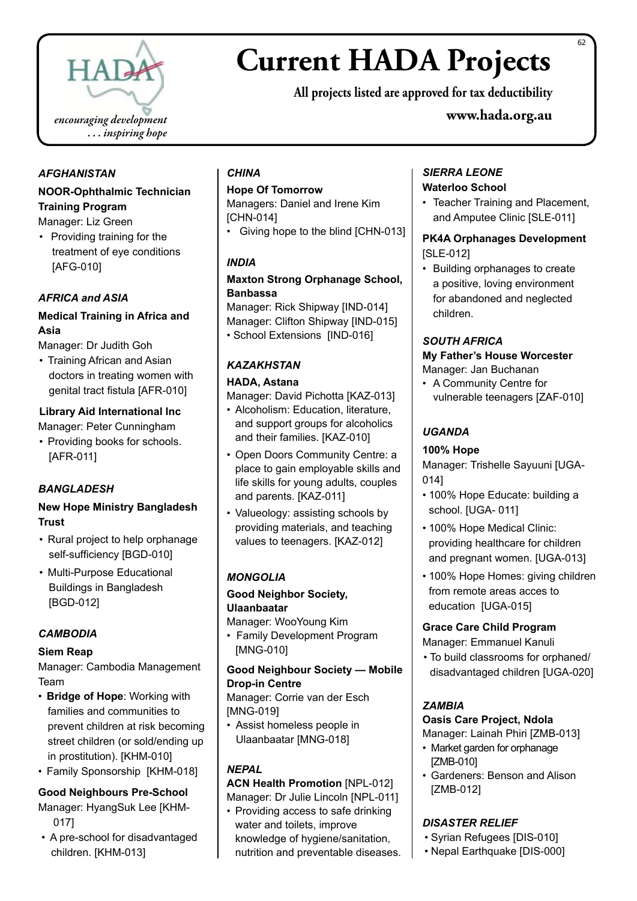# Current HADA Projects

**All projects listed are approved for tax deductibility**

**www.hada.org.au**

*encouraging development . . . inspiring hope*

### *AFGHANISTAN*

**NOOR-Ophthalmic Technician Training Program**

Manager: Liz Green

- Providing training for the treatment of eye conditions [AFG-010]

### *AFRICA and ASIA*

**Medical Training in Africa and Asia**

Manager: Dr Judith Goh

- Training African and Asian doctors in treating women with genital tract fistula [AFR-010]

**Library Aid International Inc**

Manager: Peter Cunningham

- Providing books for schools. [AFR-011]

### *BANGLADESH*

**New Hope Ministry Bangladesh Trust**

- Rural project to help orphanage self-sufficiency [BGD-010]
- Multi-Purpose Educational Buildings in Bangladesh [BGD-012]

### *CAMBODIA*

**Siem Reap**

Manager: Cambodia Management Team

- **Bridge of Hope**: Working with families and communities to prevent children at risk becoming street children (or sold/ending up in prostitution). [KHM-010]
- Family Sponsorship [KHM-018]

**Good Neighbours Pre-School**

Manager: HyangSuk Lee [KHM-017]

- A pre-school for disadvantaged children. [KHM-013]

### *CHINA*

**Hope Of Tomorrow**

Managers: Daniel and Irene Kim [CHN-014]

- Giving hope to the blind [CHN-013]

### *INDIA*

**Maxton Strong Orphanage School, Banbassa**

Manager: Rick Shipway [IND-014]

Manager: Clifton Shipway [IND-015]

- School Extensions [IND-016]

### *KAZAKHSTAN*

**HADA, Astana**

Manager: David Pichotta [KAZ-013]

- Alcoholism: Education, literature, and support groups for alcoholics and their families. [KAZ-010]
- Open Doors Community Centre: a place to gain employable skills and life skills for young adults, couples and parents. [KAZ-011]
- Valueology: assisting schools by providing materials, and teaching values to teenagers. [KAZ-012]

### *MONGOLIA*

**Good Neighbor Society, Ulaanbaatar**

Manager: WooYoung Kim

- Family Development Program [MNG-010]

**Good Neighbour Society — Mobile Drop-in Centre**

Manager: Corrie van der Esch [MNG-019]

- Assist homeless people in Ulaanbaatar [MNG-018]

### *NEPAL*

**ACN Health Promotion** [NPL-012]

Manager: Dr Julie Lincoln [NPL-011]

- Providing access to safe drinking water and toilets, improve knowledge of hygiene/sanitation, nutrition and preventable diseases.

### *SIERRA LEONE*

**Waterloo School**

- Teacher Training and Placement, and Amputee Clinic [SLE-011]

**PK4A Orphanages Development** [SLE-012]

- Building orphanages to create a positive, loving environment for abandoned and neglected children.

### *SOUTH AFRICA*

**My Father's House Worcester**

Manager: Jan Buchanan

- A Community Centre for vulnerable teenagers [ZAF-010]

### *UGANDA*

**100% Hope**

Manager: Trishelle Sayuuni [UGA-014]

- 100% Hope Educate: building a school. [UGA- 011]
- 100% Hope Medical Clinic: providing healthcare for children and pregnant women. [UGA-013]
- 100% Hope Homes: giving children from remote areas acces to education [UGA-015]

**Grace Care Child Program**

Manager: Emmanuel Kanuli

- To build classrooms for orphaned/ disadvantaged children [UGA-020]

### *ZAMBIA*

**Oasis Care Project, Ndola**

Manager: Lainah Phiri [ZMB-013]

- Market garden for orphanage [ZMB-010]
- Gardeners: Benson and Alison [ZMB-012]

### *DISASTER RELIEF*

- Syrian Refugees [DIS-010]
- Nepal Earthquake [DIS-000]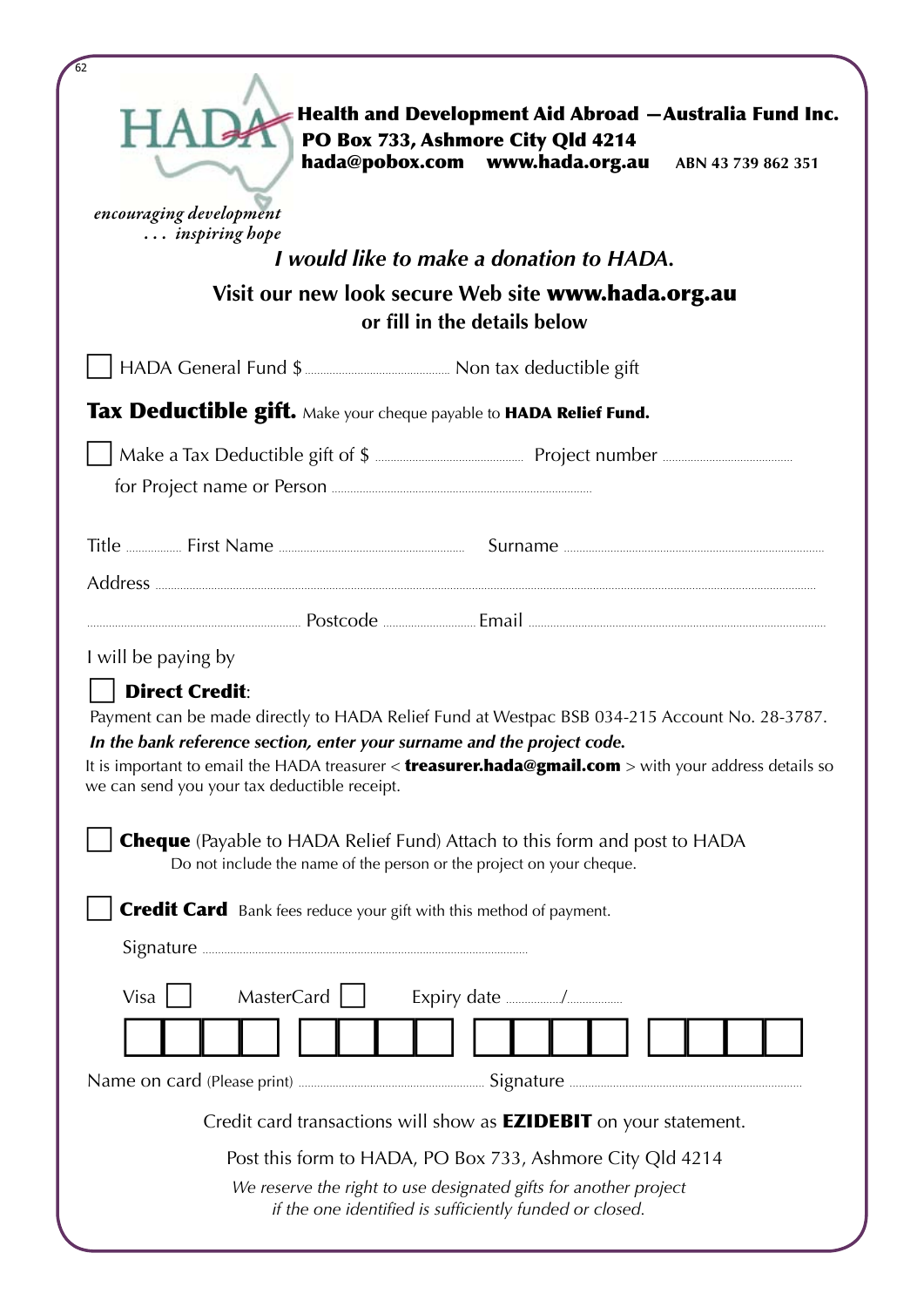**HADA**

*encouraging development ... inspiring hope*

**Health and Development Aid Abroad —Australia Fund Inc.**
**PO Box 733, Ashmore City Qld 4214**
**hada@pobox.com www.hada.org.au** **ABN 43 739 862 351**

***I would like to make a donation to HADA.***

**Visit our new look secure Web site www.hada.org.au**
**or fill in the details below**

☐ HADA General Fund $ .................................... Non tax deductible gift

**Tax Deductible gift.** Make your cheque payable to **HADA Relief Fund.**

☐ Make a Tax Deductible gift of $ .................................... Project number ....................................
for Project name or Person ....................................................................

Title ............ First Name ............................................ Surname ............................................................

Address ..............................................................................................................................................

............................................................ Postcode ..................... Email ..................................................

I will be paying by

☐ **Direct Credit**:

Payment can be made directly to HADA Relief Fund at Westpac BSB 034-215 Account No. 28-3787.

***In the bank reference section, enter your surname and the project code.***

It is important to email the HADA treasurer < **treasurer.hada@gmail.com** > with your address details so we can send you your tax deductible receipt.

☐ **Cheque** (Payable to HADA Relief Fund) Attach to this form and post to HADA
Do not include the name of the person or the project on your cheque.

☐ **Credit Card** Bank fees reduce your gift with this method of payment.

Signature ..........................................................................

Visa ☐ MasterCard ☐ Expiry date ............../..............

☐☐☐☐ ☐☐☐☐ ☐☐☐☐ ☐☐☐☐

Name on card (Please print) ............................................ Signature ......................................................

Credit card transactions will show as **EZIDEBIT** on your statement.

Post this form to HADA, PO Box 733, Ashmore City Qld 4214

*We reserve the right to use designated gifts for another project if the one identified is sufficiently funded or closed.*